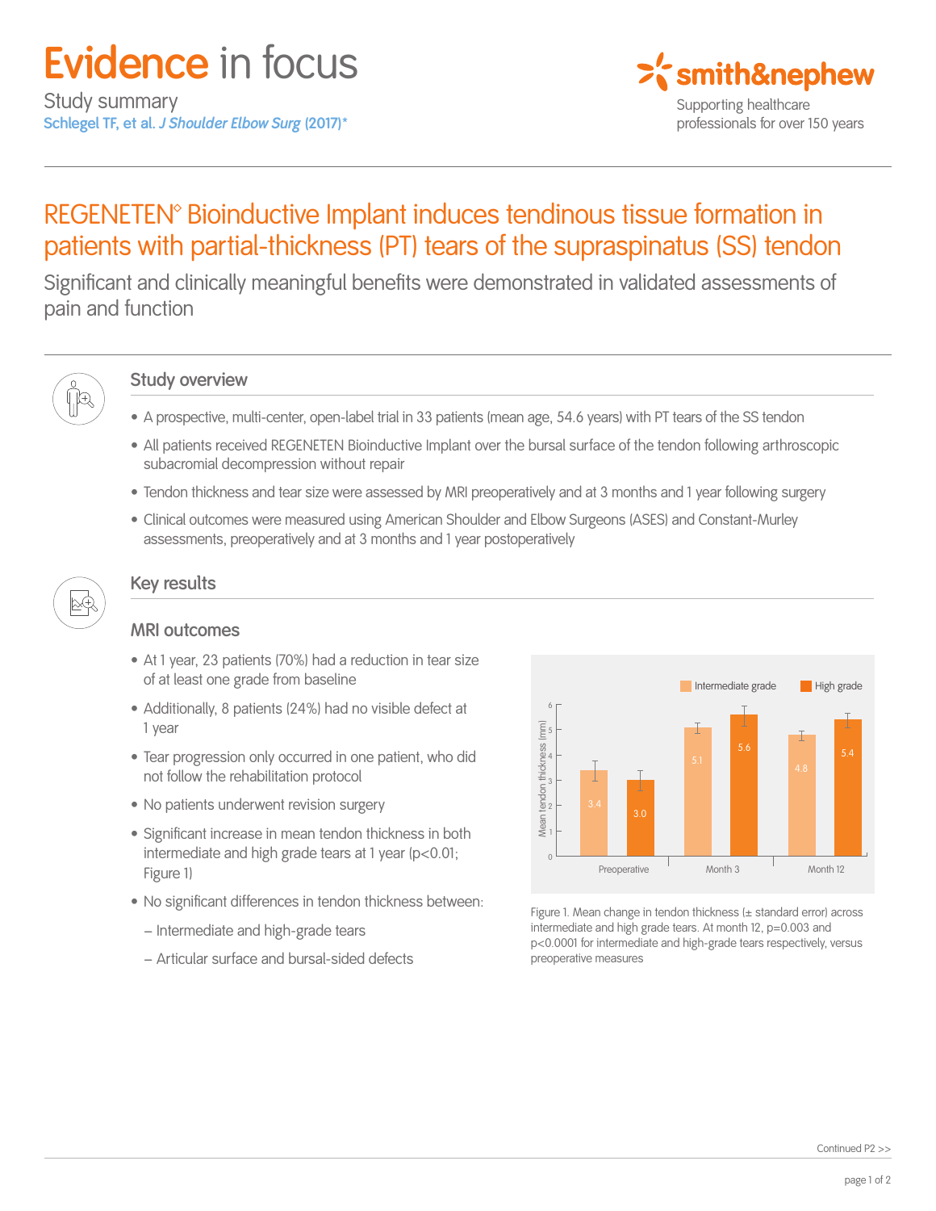# **Evidence** in focus

Study summary

Schlegel TF, et al. *J Shoulder Elbow Surg* (2017)*

smith&nephew

Supporting healthcare professionals for over 150 years

## REGENETEN◊ Bioinductive Implant induces tendinous tissue formation in patients with partial-thickness (PT) tears of the supraspinatus (SS) tendon

Significant and clinically meaningful benefits were demonstrated in validated assessments of pain and function

### Study overview

- A prospective, multi-center, open-label trial in 33 patients (mean age, 54.6 years) with PT tears of the SS tendon
- All patients received REGENETEN Bioinductive Implant over the bursal surface of the tendon following arthroscopic subacromial decompression without repair
- Tendon thickness and tear size were assessed by MRI preoperatively and at 3 months and 1 year following surgery
- Clinical outcomes were measured using American Shoulder and Elbow Surgeons (ASES) and Constant-Murley assessments, preoperatively and at 3 months and 1 year postoperatively

### Key results

#### MRI outcomes

- At 1 year, 23 patients (70%) had a reduction in tear size of at least one grade from baseline
- Additionally, 8 patients (24%) had no visible defect at 1 year
- Tear progression only occurred in one patient, who did not follow the rehabilitation protocol
- No patients underwent revision surgery
- Significant increase in mean tendon thickness in both intermediate and high grade tears at 1 year ($p<0.01$; Figure 1)
- No significant differences in tendon thickness between:
  - Intermediate and high-grade tears
  - Articular surface and bursal-sided defects

| Mean tendon thickness (mm) | Intermediate grade | High grade |
|---|---|---|
| Preoperative | 3.4 | 3.0 |
| Month 3 | 5.1 | 5.6 |
| Month 12 | 4.8 | 5.4 |

Figure 1. Mean change in tendon thickness (± standard error) across intermediate and high grade tears. At month 12, $p=0.003$ and $p<0.0001$ for intermediate and high-grade tears respectively, versus preoperative measures

Continued P2 >>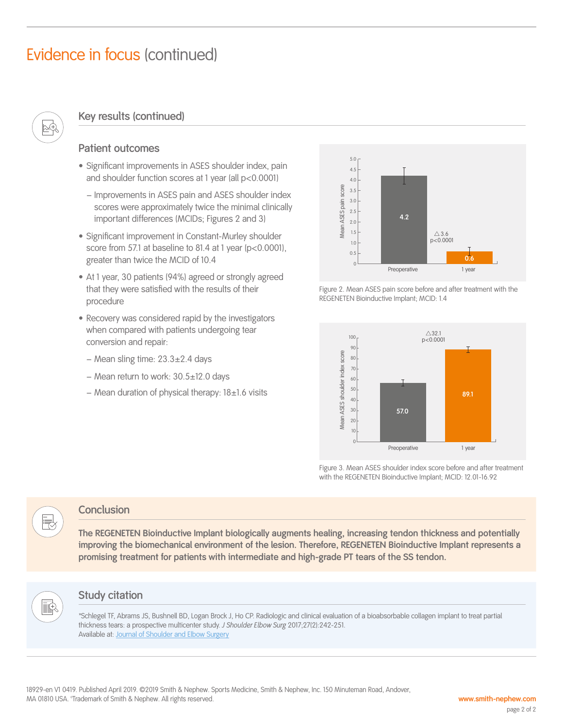# Evidence in focus (continued)

## Key results (continued)

### Patient outcomes

- Significant improvements in ASES shoulder index, pain and shoulder function scores at 1 year (all $p<0.0001$)
  - Improvements in ASES pain and ASES shoulder index scores were approximately twice the minimal clinically important differences (MCIDs; Figures 2 and 3)
- Significant improvement in Constant-Murley shoulder score from 57.1 at baseline to 81.4 at 1 year ($p<0.0001$), greater than twice the MCID of 10.4
- At 1 year, 30 patients (94%) agreed or strongly agreed that they were satisfied with the results of their procedure
- Recovery was considered rapid by the investigators when compared with patients undergoing tear conversion and repair:
  - Mean sling time: 23.3±2.4 days
  - Mean return to work: 30.5±12.0 days
  - Mean duration of physical therapy: 18±1.6 visits

Mean ASES pain score
5.0
4.5
4.0
3.5
3.0
2.5
2.0
1.5
1.0
0.5
0
4.2
△3.6
p<0.0001
0.6
Preoperative
1 year

Figure 2. Mean ASES pain score before and after treatment with the REGENETEN Bioinductive Implant; MCID: 1.4

Mean ASES shoulder index score
100
90
80
70
60
50
40
30
20
10
0
△32.1
p<0.0001
57.0
89.1
Preoperative
1 year

Figure 3. Mean ASES shoulder index score before and after treatment with the REGENETEN Bioinductive Implant; MCID: 12.01-16.92

## Conclusion

**The REGENETEN Bioinductive Implant biologically augments healing, increasing tendon thickness and potentially improving the biomechanical environment of the lesion. Therefore, REGENETEN Bioinductive Implant represents a promising treatment for patients with intermediate and high-grade PT tears of the SS tendon.**

## Study citation

*Schlegel TF, Abrams JS, Bushnell BD, Logan Brock J, Ho CP. Radiologic and clinical evaluation of a bioabsorbable collagen implant to treat partial thickness tears: a prospective multicenter study. *J Shoulder Elbow Surg* 2017;27(2):242-251.
Available at: Journal of Shoulder and Elbow Surgery

18929-en V1 0419. Published April 2019. ©2019 Smith & Nephew. Sports Medicine, Smith & Nephew, Inc. 150 Minuteman Road, Andover, MA 01810 USA. °Trademark of Smith & Nephew. All rights reserved.

www.smith-nephew.com